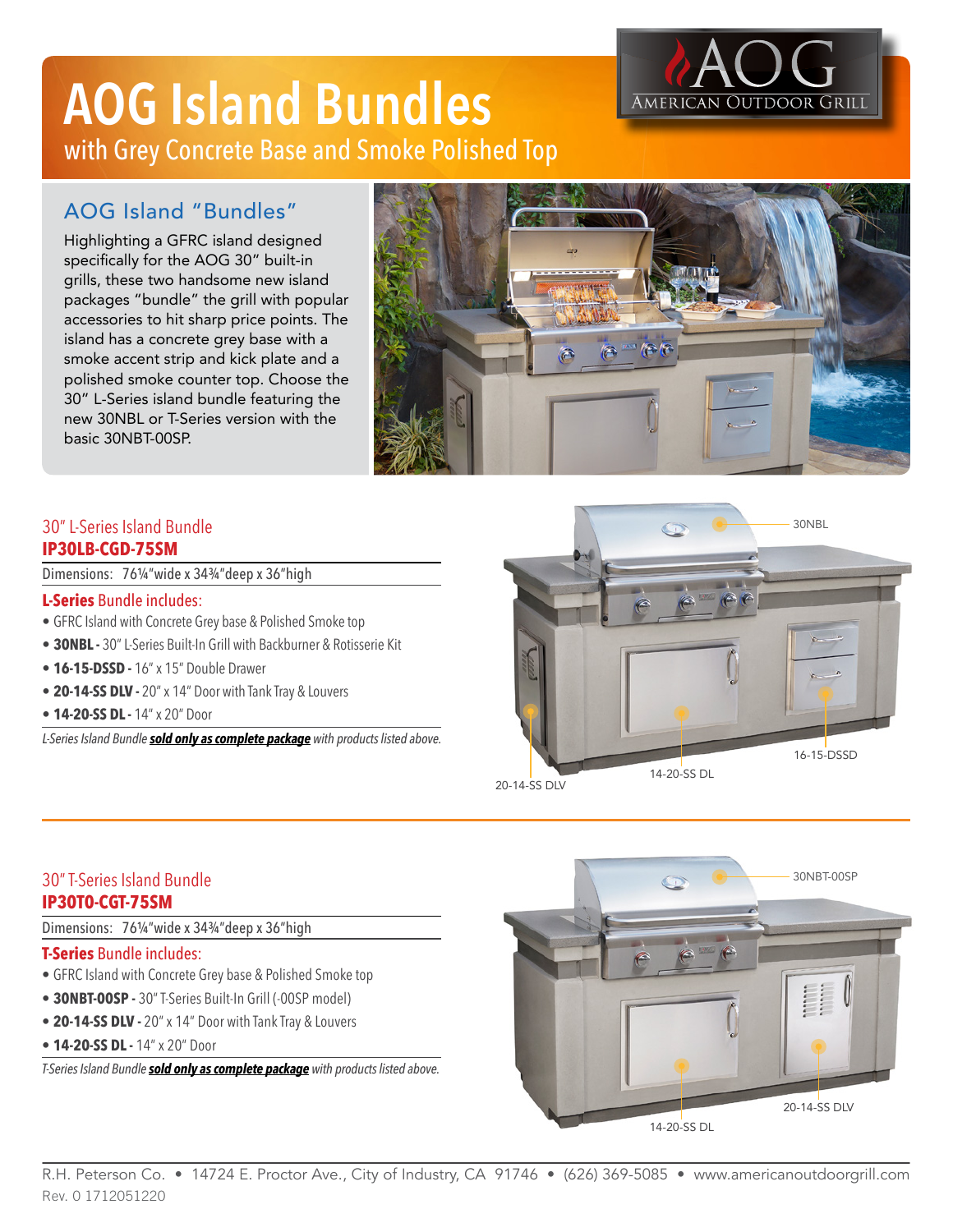# AOG Island Bundles

with Grey Concrete Base and Smoke Polished Top

AOG American Outdoor Grill

## AOG Island "Bundles"

Highlighting a GFRC island designed specifically for the AOG 30" built-in grills, these two handsome new island packages "bundle" the grill with popular accessories to hit sharp price points. The island has a concrete grey base with a smoke accent strip and kick plate and a polished smoke counter top. Choose the 30" L-Series island bundle featuring the new 30NBL or T-Series version with the basic 30NBT-00SP.

## 30" L-Series Island Bundle

**IP30LB-CGD-75SM**

Dimensions: 76¼"wide x 34¾"deep x 36"high

**L-Series** Bundle includes:

- GFRC Island with Concrete Grey base & Polished Smoke top
- **30NBL -** 30" L-Series Built-In Grill with Backburner & Rotisserie Kit
- **16-15-DSSD -** 16" x 15" Double Drawer
- **20-14-SS DLV -** 20" x 14" Door with Tank Tray & Louvers
- **14-20-SS DL -** 14" x 20" Door

*L-Series Island Bundle **sold only as complete package** with products listed above.*

30NBL

16-15-DSSD

14-20-SS DL

20-14-SS DLV

## 30" T-Series Island Bundle

**IP30T0-CGT-75SM**

Dimensions: 76¼"wide x 34¾"deep x 36"high

**T-Series** Bundle includes:

- GFRC Island with Concrete Grey base & Polished Smoke top
- **30NBT-00SP -** 30" T-Series Built-In Grill (-00SP model)
- **20-14-SS DLV -** 20" x 14" Door with Tank Tray & Louvers
- **14-20-SS DL -** 14" x 20" Door

*T-Series Island Bundle **sold only as complete package** with products listed above.*

30NBT-00SP

20-14-SS DLV

14-20-SS DL

R.H. Peterson Co. • 14724 E. Proctor Ave., City of Industry, CA 91746 • (626) 369-5085 • www.americanoutdoorgrill.com

Rev. 0 1712051220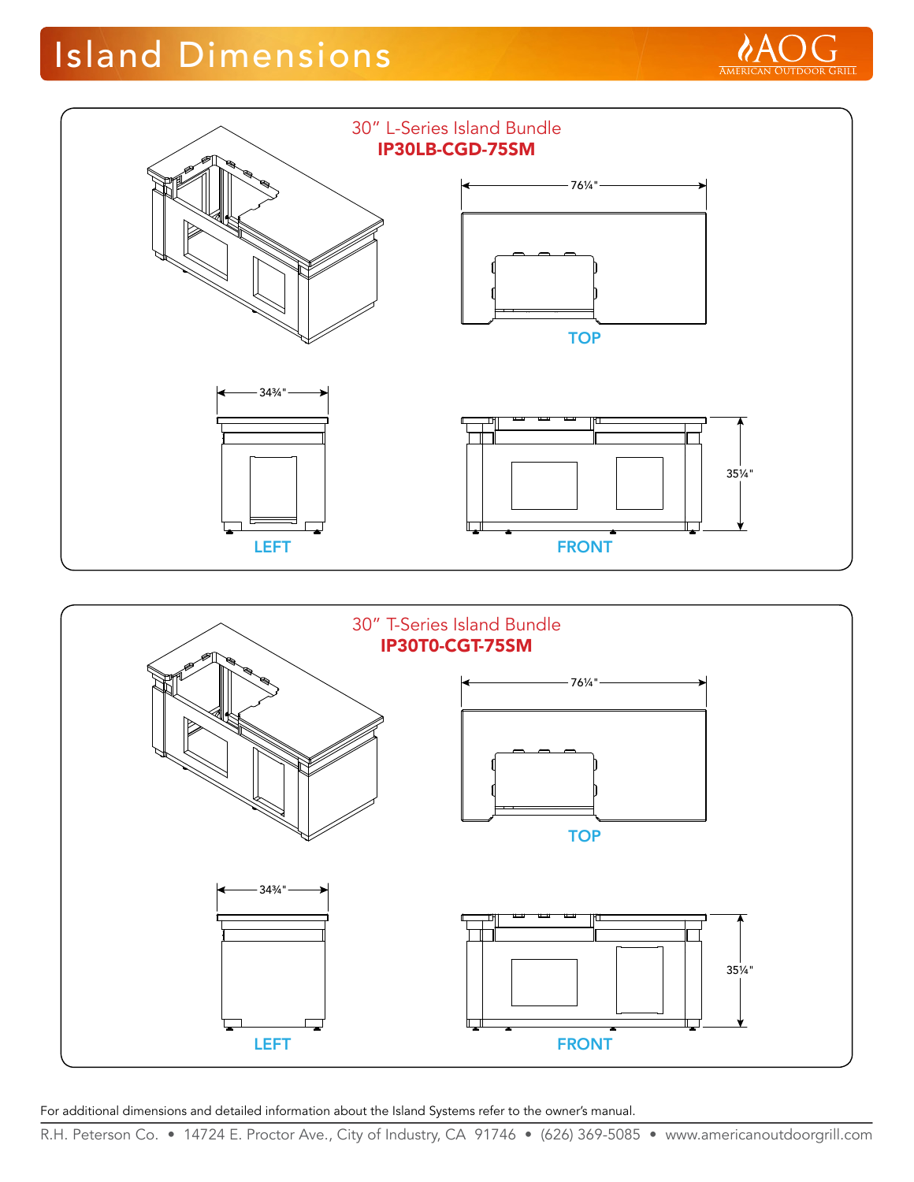# Island Dimensions

## 30" L-Series Island Bundle

**IP30LB-CGD-75SM**

76¼"

TOP

34¾"

LEFT

35¼"

FRONT

## 30" T-Series Island Bundle

**IP30T0-CGT-75SM**

76¼"

TOP

34¾"

LEFT

35¼"

FRONT

For additional dimensions and detailed information about the Island Systems refer to the owner's manual.

R.H. Peterson Co. • 14724 E. Proctor Ave., City of Industry, CA 91746 • (626) 369-5085 • www.americanoutdoorgrill.com